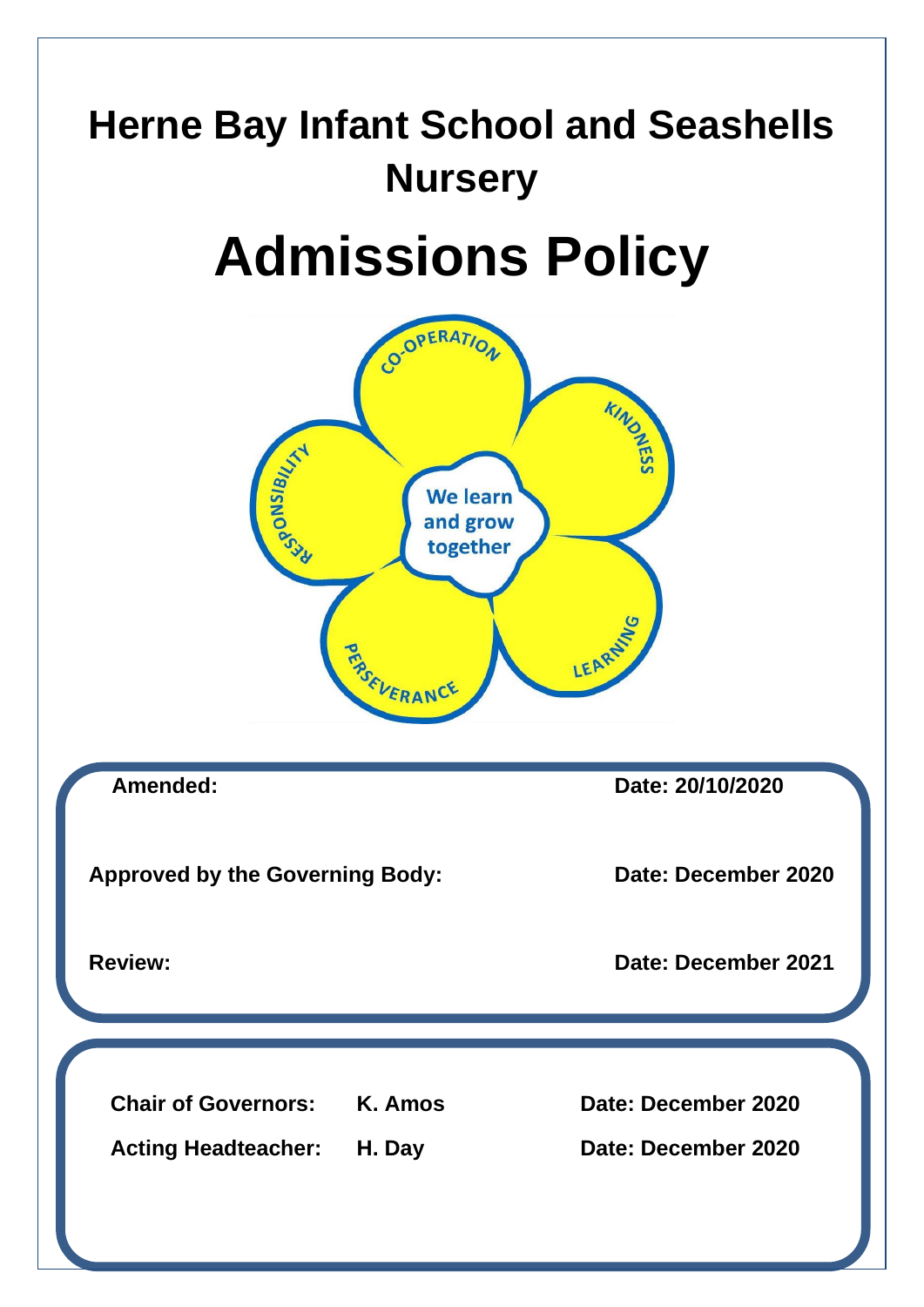# Herne Bay Infant School and Seashells Nursery

# Admissions Policy

| | |
|---|---|
| **Amended:** | **Date: 20/10/2020** |
| **Approved by the Governing Body:** | **Date: December 2020** |
| **Review:** | **Date: December 2021** |

| | | |
|---|---|---|
| **Chair of Governors:** | **K. Amos** | **Date: December 2020** |
| **Acting Headteacher:** | **H. Day** | **Date: December 2020** |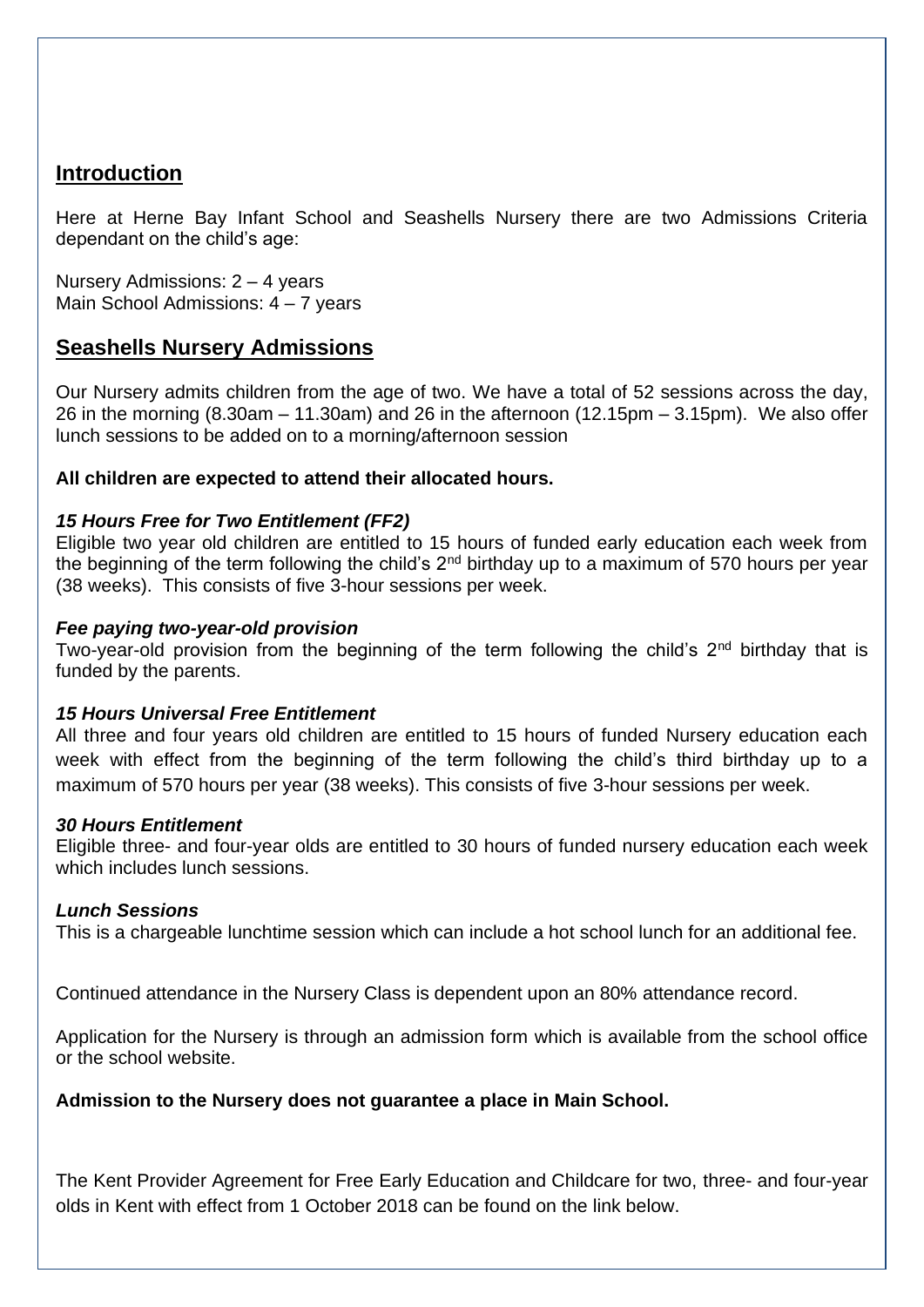## Introduction

Here at Herne Bay Infant School and Seashells Nursery there are two Admissions Criteria dependant on the child's age:

Nursery Admissions: 2 – 4 years
Main School Admissions: 4 – 7 years

## Seashells Nursery Admissions

Our Nursery admits children from the age of two. We have a total of 52 sessions across the day, 26 in the morning (8.30am – 11.30am) and 26 in the afternoon (12.15pm – 3.15pm). We also offer lunch sessions to be added on to a morning/afternoon session

**All children are expected to attend their allocated hours.**

***15 Hours Free for Two Entitlement (FF2)***
Eligible two year old children are entitled to 15 hours of funded early education each week from the beginning of the term following the child's 2nd birthday up to a maximum of 570 hours per year (38 weeks). This consists of five 3-hour sessions per week.

***Fee paying two-year-old provision***
Two-year-old provision from the beginning of the term following the child's 2nd birthday that is funded by the parents.

***15 Hours Universal Free Entitlement***
All three and four years old children are entitled to 15 hours of funded Nursery education each week with effect from the beginning of the term following the child's third birthday up to a maximum of 570 hours per year (38 weeks). This consists of five 3-hour sessions per week.

***30 Hours Entitlement***
Eligible three- and four-year olds are entitled to 30 hours of funded nursery education each week which includes lunch sessions.

***Lunch Sessions***
This is a chargeable lunchtime session which can include a hot school lunch for an additional fee.

Continued attendance in the Nursery Class is dependent upon an 80% attendance record.

Application for the Nursery is through an admission form which is available from the school office or the school website.

**Admission to the Nursery does not guarantee a place in Main School.**

The Kent Provider Agreement for Free Early Education and Childcare for two, three- and four-year olds in Kent with effect from 1 October 2018 can be found on the link below.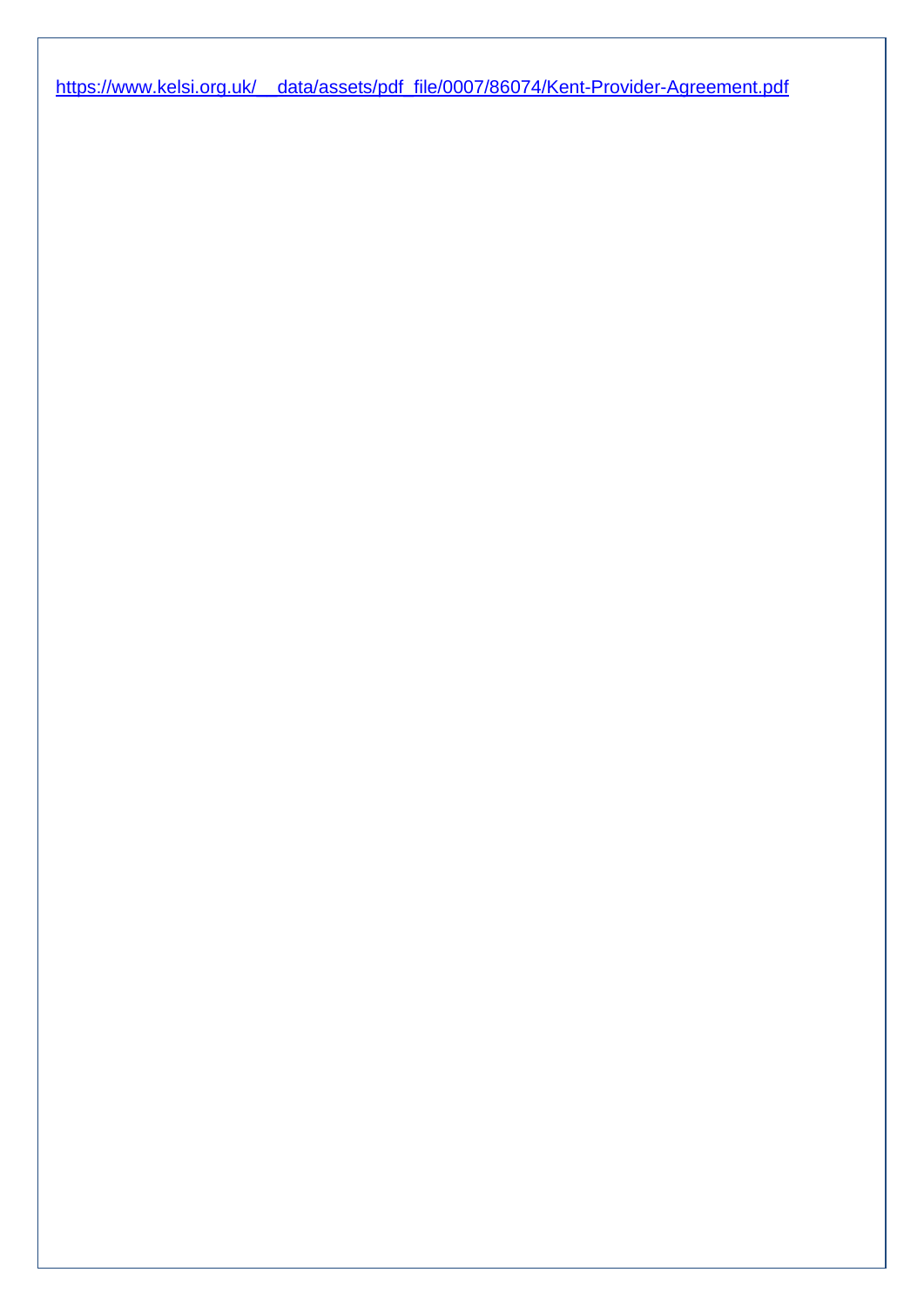https://www.kelsi.org.uk/__data/assets/pdf_file/0007/86074/Kent-Provider-Agreement.pdf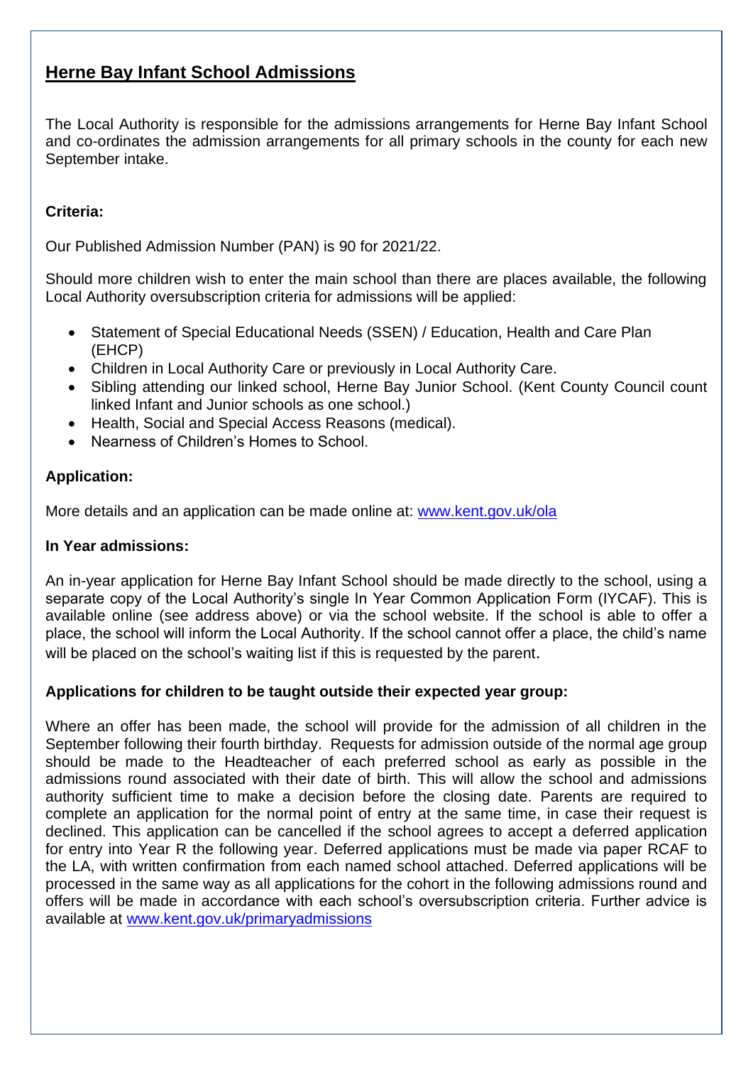## Herne Bay Infant School Admissions

The Local Authority is responsible for the admissions arrangements for Herne Bay Infant School and co-ordinates the admission arrangements for all primary schools in the county for each new September intake.

**Criteria:**

Our Published Admission Number (PAN) is 90 for 2021/22.

Should more children wish to enter the main school than there are places available, the following Local Authority oversubscription criteria for admissions will be applied:

- Statement of Special Educational Needs (SSEN) / Education, Health and Care Plan (EHCP)
- Children in Local Authority Care or previously in Local Authority Care.
- Sibling attending our linked school, Herne Bay Junior School. (Kent County Council count linked Infant and Junior schools as one school.)
- Health, Social and Special Access Reasons (medical).
- Nearness of Children's Homes to School.

**Application:**

More details and an application can be made online at: [www.kent.gov.uk/ola](www.kent.gov.uk/ola)

**In Year admissions:**

An in-year application for Herne Bay Infant School should be made directly to the school, using a separate copy of the Local Authority's single In Year Common Application Form (IYCAF). This is available online (see address above) or via the school website. If the school is able to offer a place, the school will inform the Local Authority. If the school cannot offer a place, the child's name will be placed on the school's waiting list if this is requested by the parent.

**Applications for children to be taught outside their expected year group:**

Where an offer has been made, the school will provide for the admission of all children in the September following their fourth birthday. Requests for admission outside of the normal age group should be made to the Headteacher of each preferred school as early as possible in the admissions round associated with their date of birth. This will allow the school and admissions authority sufficient time to make a decision before the closing date. Parents are required to complete an application for the normal point of entry at the same time, in case their request is declined. This application can be cancelled if the school agrees to accept a deferred application for entry into Year R the following year. Deferred applications must be made via paper RCAF to the LA, with written confirmation from each named school attached. Deferred applications will be processed in the same way as all applications for the cohort in the following admissions round and offers will be made in accordance with each school's oversubscription criteria. Further advice is available at [www.kent.gov.uk/primaryadmissions](www.kent.gov.uk/primaryadmissions)